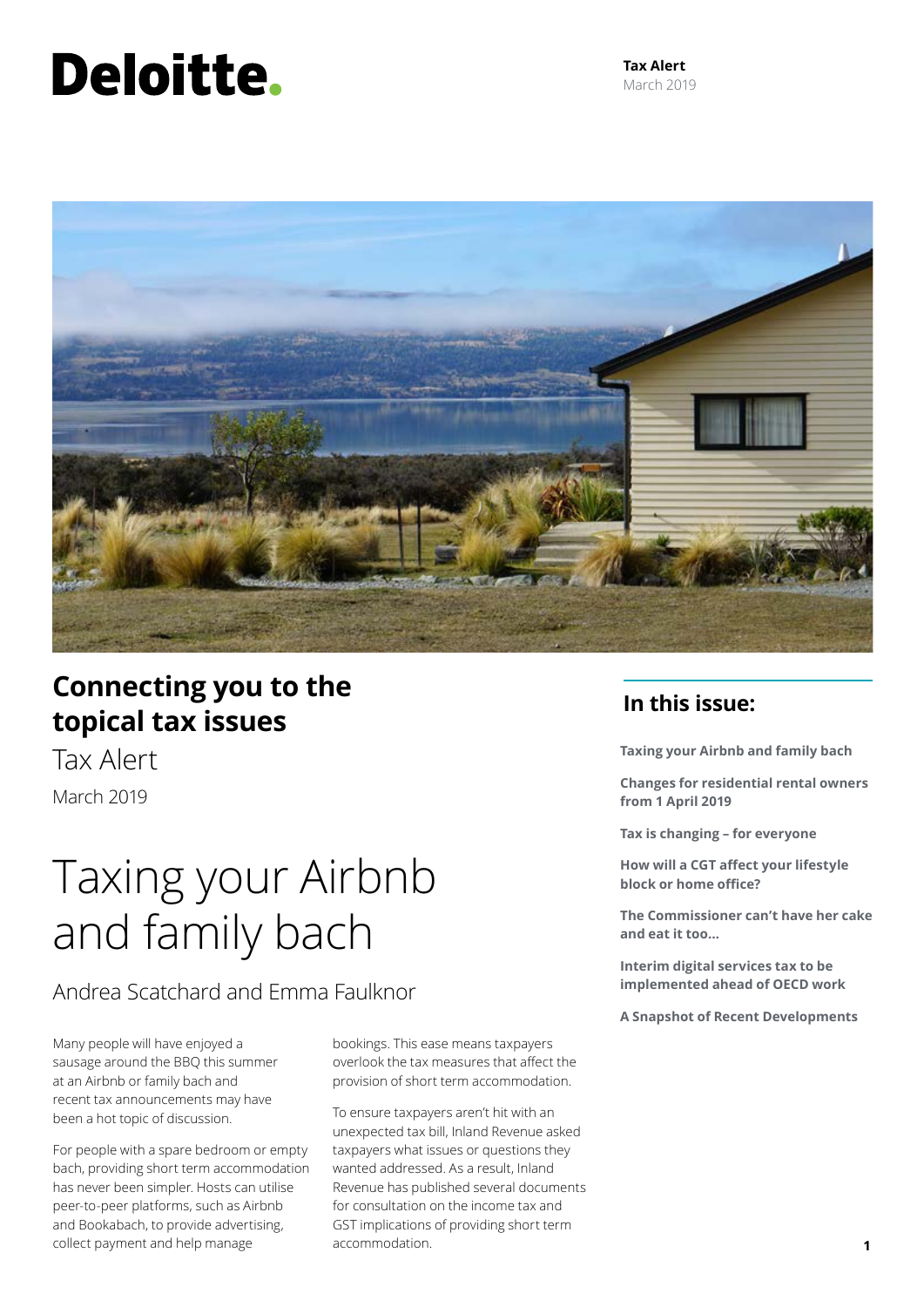# Deloitte.

**Tax Alert**
March 2019

## Connecting you to the topical tax issues

Tax Alert

March 2019

## In this issue:

**Taxing your Airbnb and family bach**

**Changes for residential rental owners from 1 April 2019**

**Tax is changing – for everyone**

**How will a CGT affect your lifestyle block or home office?**

**The Commissioner can't have her cake and eat it too...**

**Interim digital services tax to be implemented ahead of OECD work**

**A Snapshot of Recent Developments**

# Taxing your Airbnb and family bach

Andrea Scatchard and Emma Faulknor

Many people will have enjoyed a sausage around the BBQ this summer at an Airbnb or family bach and recent tax announcements may have been a hot topic of discussion.

For people with a spare bedroom or empty bach, providing short term accommodation has never been simpler. Hosts can utilise peer-to-peer platforms, such as Airbnb and Bookabach, to provide advertising, collect payment and help manage bookings. This ease means taxpayers overlook the tax measures that affect the provision of short term accommodation.

To ensure taxpayers aren't hit with an unexpected tax bill, Inland Revenue asked taxpayers what issues or questions they wanted addressed. As a result, Inland Revenue has published several documents for consultation on the income tax and GST implications of providing short term accommodation.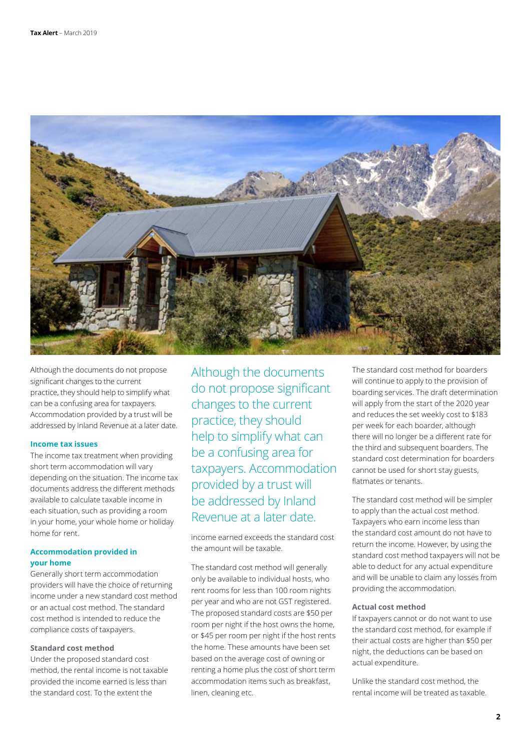Although the documents do not propose significant changes to the current practice, they should help to simplify what can be a confusing area for taxpayers. Accommodation provided by a trust will be addressed by Inland Revenue at a later date.

### Income tax issues

The income tax treatment when providing short term accommodation will vary depending on the situation. The income tax documents address the different methods available to calculate taxable income in each situation, such as providing a room in your home, your whole home or holiday home for rent.

### Accommodation provided in your home

Generally short term accommodation providers will have the choice of returning income under a new standard cost method or an actual cost method. The standard cost method is intended to reduce the compliance costs of taxpayers.

#### Standard cost method

Under the proposed standard cost method, the rental income is not taxable provided the income earned is less than the standard cost. To the extent the income earned exceeds the standard cost the amount will be taxable.

The standard cost method will generally only be available to individual hosts, who rent rooms for less than 100 room nights per year and who are not GST registered. The proposed standard costs are $50 per room per night if the host owns the home, or $45 per room per night if the host rents the home. These amounts have been set based on the average cost of owning or renting a home plus the cost of short term accommodation items such as breakfast, linen, cleaning etc.

The standard cost method for boarders will continue to apply to the provision of boarding services. The draft determination will apply from the start of the 2020 year and reduces the set weekly cost to $183 per week for each boarder, although there will no longer be a different rate for the third and subsequent boarders. The standard cost determination for boarders cannot be used for short stay guests, flatmates or tenants.

The standard cost method will be simpler to apply than the actual cost method. Taxpayers who earn income less than the standard cost amount do not have to return the income. However, by using the standard cost method taxpayers will not be able to deduct for any actual expenditure and will be unable to claim any losses from providing the accommodation.

#### Actual cost method

If taxpayers cannot or do not want to use the standard cost method, for example if their actual costs are higher than $50 per night, the deductions can be based on actual expenditure.

Unlike the standard cost method, the rental income will be treated as taxable.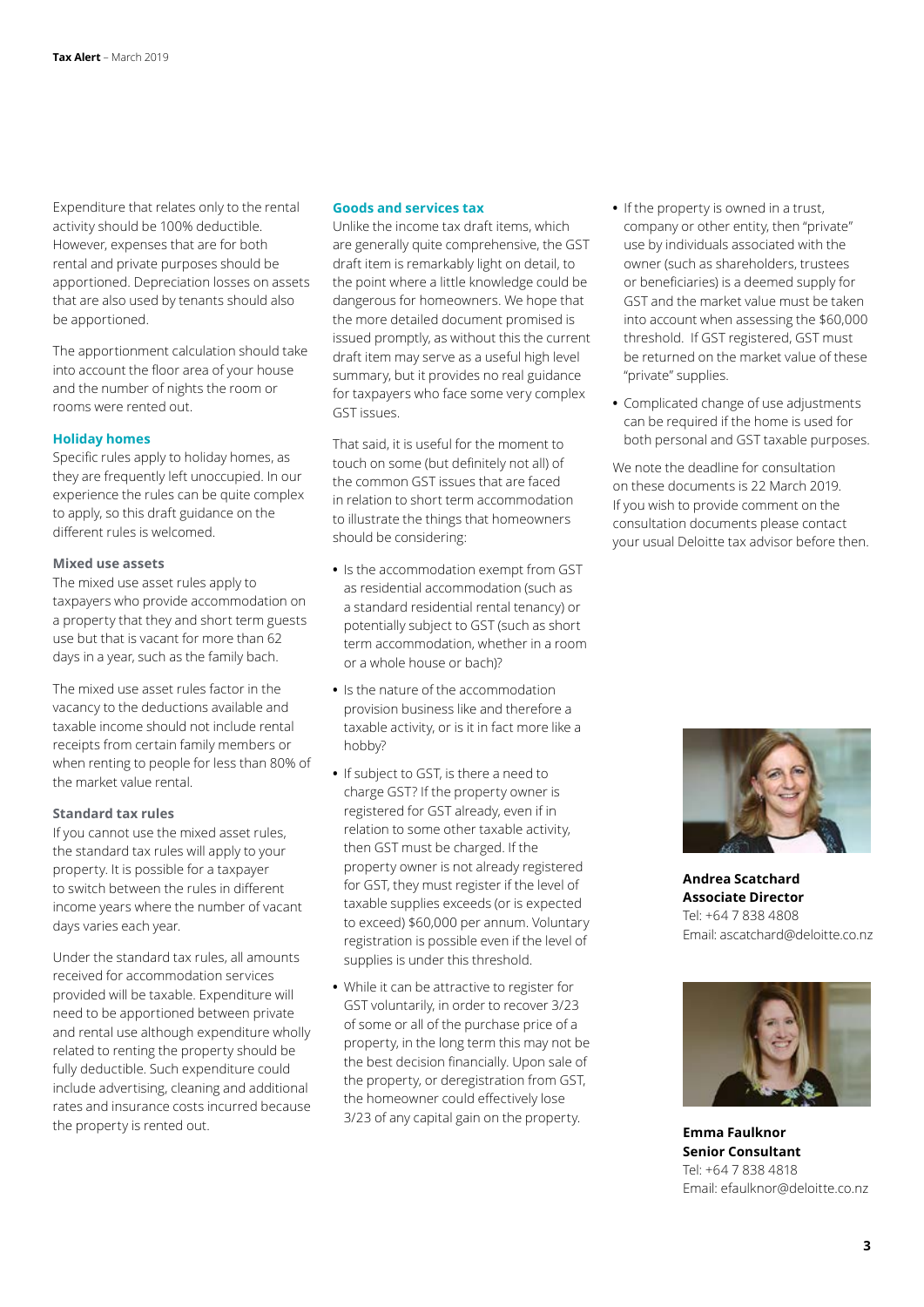Expenditure that relates only to the rental activity should be 100% deductible. However, expenses that are for both rental and private purposes should be apportioned. Depreciation losses on assets that are also used by tenants should also be apportioned.

The apportionment calculation should take into account the floor area of your house and the number of nights the room or rooms were rented out.

## Holiday homes

Specific rules apply to holiday homes, as they are frequently left unoccupied. In our experience the rules can be quite complex to apply, so this draft guidance on the different rules is welcomed.

### Mixed use assets

The mixed use asset rules apply to taxpayers who provide accommodation on a property that they and short term guests use but that is vacant for more than 62 days in a year, such as the family bach.

The mixed use asset rules factor in the vacancy to the deductions available and taxable income should not include rental receipts from certain family members or when renting to people for less than 80% of the market value rental.

### Standard tax rules

If you cannot use the mixed asset rules, the standard tax rules will apply to your property. It is possible for a taxpayer to switch between the rules in different income years where the number of vacant days varies each year.

Under the standard tax rules, all amounts received for accommodation services provided will be taxable. Expenditure will need to be apportioned between private and rental use although expenditure wholly related to renting the property should be fully deductible. Such expenditure could include advertising, cleaning and additional rates and insurance costs incurred because the property is rented out.

## Goods and services tax

Unlike the income tax draft items, which are generally quite comprehensive, the GST draft item is remarkably light on detail, to the point where a little knowledge could be dangerous for homeowners. We hope that the more detailed document promised is issued promptly, as without this the current draft item may serve as a useful high level summary, but it provides no real guidance for taxpayers who face some very complex GST issues.

That said, it is useful for the moment to touch on some (but definitely not all) of the common GST issues that are faced in relation to short term accommodation to illustrate the things that homeowners should be considering:

- Is the accommodation exempt from GST as residential accommodation (such as a standard residential rental tenancy) or potentially subject to GST (such as short term accommodation, whether in a room or a whole house or bach)?
- Is the nature of the accommodation provision business like and therefore a taxable activity, or is it in fact more like a hobby?
- If subject to GST, is there a need to charge GST? If the property owner is registered for GST already, even if in relation to some other taxable activity, then GST must be charged. If the property owner is not already registered for GST, they must register if the level of taxable supplies exceeds (or is expected to exceed) $60,000 per annum. Voluntary registration is possible even if the level of supplies is under this threshold.
- While it can be attractive to register for GST voluntarily, in order to recover 3/23 of some or all of the purchase price of a property, in the long term this may not be the best decision financially. Upon sale of the property, or deregistration from GST, the homeowner could effectively lose 3/23 of any capital gain on the property.
- If the property is owned in a trust, company or other entity, then "private" use by individuals associated with the owner (such as shareholders, trustees or beneficiaries) is a deemed supply for GST and the market value must be taken into account when assessing the $60,000 threshold. If GST registered, GST must be returned on the market value of these "private" supplies.
- Complicated change of use adjustments can be required if the home is used for both personal and GST taxable purposes.

We note the deadline for consultation on these documents is 22 March 2019. If you wish to provide comment on the consultation documents please contact your usual Deloitte tax advisor before then.

**Andrea Scatchard**
**Associate Director**
Tel: +64 7 838 4808
Email: ascatchard@deloitte.co.nz

**Emma Faulknor**
**Senior Consultant**
Tel: +64 7 838 4818
Email: efaulknor@deloitte.co.nz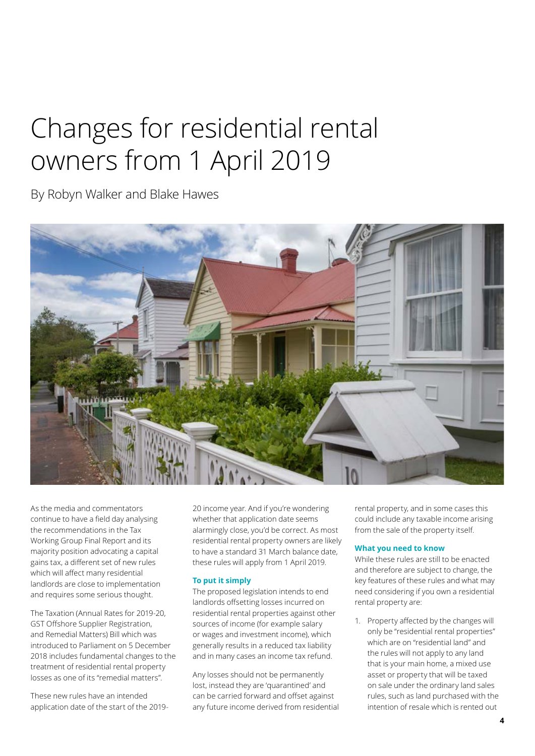# Changes for residential rental owners from 1 April 2019

By Robyn Walker and Blake Hawes

As the media and commentators continue to have a field day analysing the recommendations in the Tax Working Group Final Report and its majority position advocating a capital gains tax, a different set of new rules which will affect many residential landlords are close to implementation and requires some serious thought.

The Taxation (Annual Rates for 2019-20, GST Offshore Supplier Registration, and Remedial Matters) Bill which was introduced to Parliament on 5 December 2018 includes fundamental changes to the treatment of residential rental property losses as one of its "remedial matters".

These new rules have an intended application date of the start of the 2019-20 income year. And if you're wondering whether that application date seems alarmingly close, you'd be correct. As most residential rental property owners are likely to have a standard 31 March balance date, these rules will apply from 1 April 2019.

### To put it simply

The proposed legislation intends to end landlords offsetting losses incurred on residential rental properties against other sources of income (for example salary or wages and investment income), which generally results in a reduced tax liability and in many cases an income tax refund.

Any losses should not be permanently lost, instead they are 'quarantined' and can be carried forward and offset against any future income derived from residential rental property, and in some cases this could include any taxable income arising from the sale of the property itself.

### What you need to know

While these rules are still to be enacted and therefore are subject to change, the key features of these rules and what may need considering if you own a residential rental property are:

1. Property affected by the changes will only be "residential rental properties" which are on "residential land" and the rules will not apply to any land that is your main home, a mixed use asset or property that will be taxed on sale under the ordinary land sales rules, such as land purchased with the intention of resale which is rented out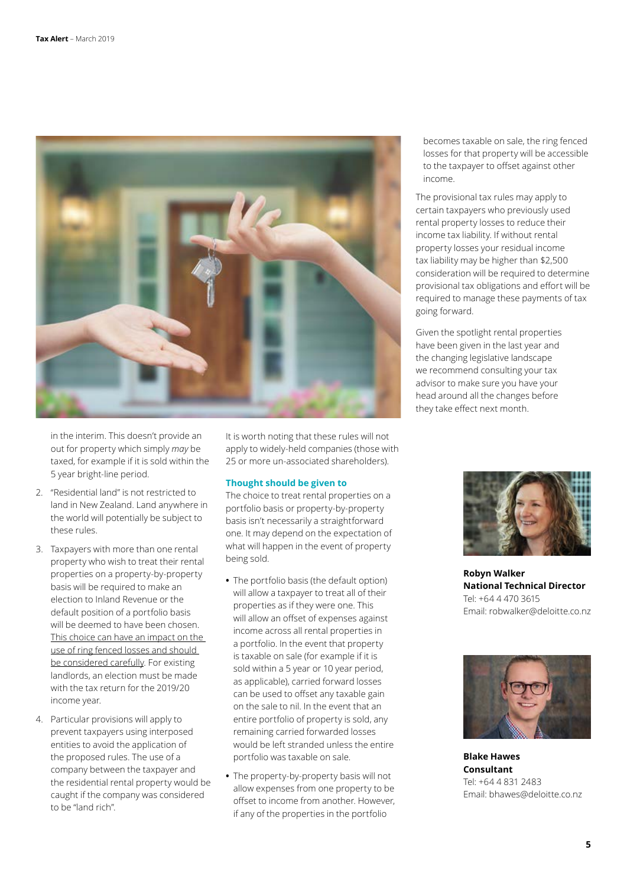in the interim. This doesn't provide an out for property which simply *may* be taxed, for example if it is sold within the 5 year bright-line period.

2. "Residential land" is not restricted to land in New Zealand. Land anywhere in the world will potentially be subject to these rules.

3. Taxpayers with more than one rental property who wish to treat their rental properties on a property-by-property basis will be required to make an election to Inland Revenue or the default position of a portfolio basis will be deemed to have been chosen. This choice can have an impact on the use of ring fenced losses and should be considered carefully. For existing landlords, an election must be made with the tax return for the 2019/20 income year.

4. Particular provisions will apply to prevent taxpayers using interposed entities to avoid the application of the proposed rules. The use of a company between the taxpayer and the residential rental property would be caught if the company was considered to be "land rich".

It is worth noting that these rules will not apply to widely-held companies (those with 25 or more un-associated shareholders).

### Thought should be given to

The choice to treat rental properties on a portfolio basis or property-by-property basis isn't necessarily a straightforward one. It may depend on the expectation of what will happen in the event of property being sold.

- The portfolio basis (the default option) will allow a taxpayer to treat all of their properties as if they were one. This will allow an offset of expenses against income across all rental properties in a portfolio. In the event that property is taxable on sale (for example if it is sold within a 5 year or 10 year period, as applicable), carried forward losses can be used to offset any taxable gain on the sale to nil. In the event that an entire portfolio of property is sold, any remaining carried forwarded losses would be left stranded unless the entire portfolio was taxable on sale.

- The property-by-property basis will not allow expenses from one property to be offset to income from another. However, if any of the properties in the portfolio becomes taxable on sale, the ring fenced losses for that property will be accessible to the taxpayer to offset against other income.

The provisional tax rules may apply to certain taxpayers who previously used rental property losses to reduce their income tax liability. If without rental property losses your residual income tax liability may be higher than $2,500 consideration will be required to determine provisional tax obligations and effort will be required to manage these payments of tax going forward.

Given the spotlight rental properties have been given in the last year and the changing legislative landscape we recommend consulting your tax advisor to make sure you have your head around all the changes before they take effect next month.

**Robyn Walker**
**National Technical Director**
Tel: +64 4 470 3615
Email: robwalker@deloitte.co.nz

**Blake Hawes**
**Consultant**
Tel: +64 4 831 2483
Email: bhawes@deloitte.co.nz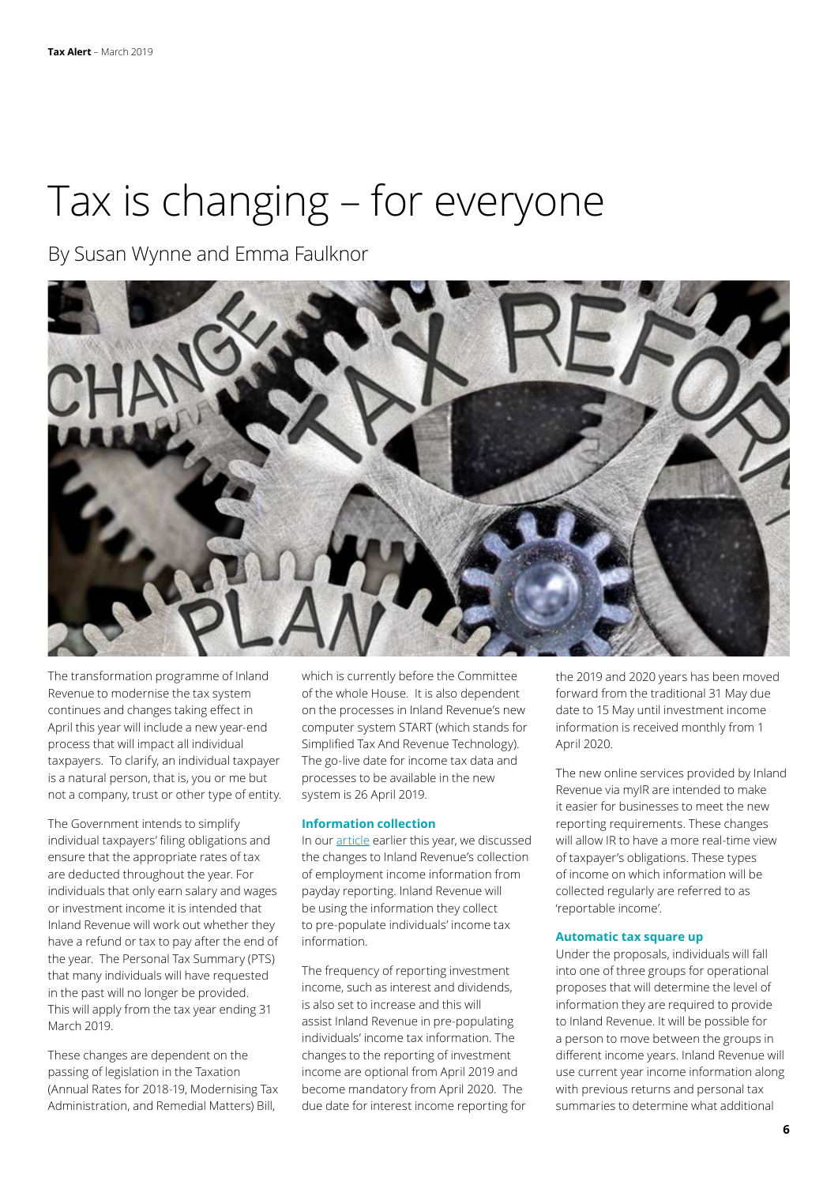# Tax is changing – for everyone

By Susan Wynne and Emma Faulknor

The transformation programme of Inland Revenue to modernise the tax system continues and changes taking effect in April this year will include a new year-end process that will impact all individual taxpayers. To clarify, an individual taxpayer is a natural person, that is, you or me but not a company, trust or other type of entity.

The Government intends to simplify individual taxpayers' filing obligations and ensure that the appropriate rates of tax are deducted throughout the year. For individuals that only earn salary and wages or investment income it is intended that Inland Revenue will work out whether they have a refund or tax to pay after the end of the year. The Personal Tax Summary (PTS) that many individuals will have requested in the past will no longer be provided. This will apply from the tax year ending 31 March 2019.

These changes are dependent on the passing of legislation in the Taxation (Annual Rates for 2018-19, Modernising Tax Administration, and Remedial Matters) Bill, which is currently before the Committee of the whole House. It is also dependent on the processes in Inland Revenue's new computer system START (which stands for Simplified Tax And Revenue Technology). The go-live date for income tax data and processes to be available in the new system is 26 April 2019.

### Information collection

In our article earlier this year, we discussed the changes to Inland Revenue's collection of employment income information from payday reporting. Inland Revenue will be using the information they collect to pre-populate individuals' income tax information.

The frequency of reporting investment income, such as interest and dividends, is also set to increase and this will assist Inland Revenue in pre-populating individuals' income tax information. The changes to the reporting of investment income are optional from April 2019 and become mandatory from April 2020. The due date for interest income reporting for the 2019 and 2020 years has been moved forward from the traditional 31 May due date to 15 May until investment income information is received monthly from 1 April 2020.

The new online services provided by Inland Revenue via myIR are intended to make it easier for businesses to meet the new reporting requirements. These changes will allow IR to have a more real-time view of taxpayer's obligations. These types of income on which information will be collected regularly are referred to as 'reportable income'.

### Automatic tax square up

Under the proposals, individuals will fall into one of three groups for operational proposes that will determine the level of information they are required to provide to Inland Revenue. It will be possible for a person to move between the groups in different income years. Inland Revenue will use current year income information along with previous returns and personal tax summaries to determine what additional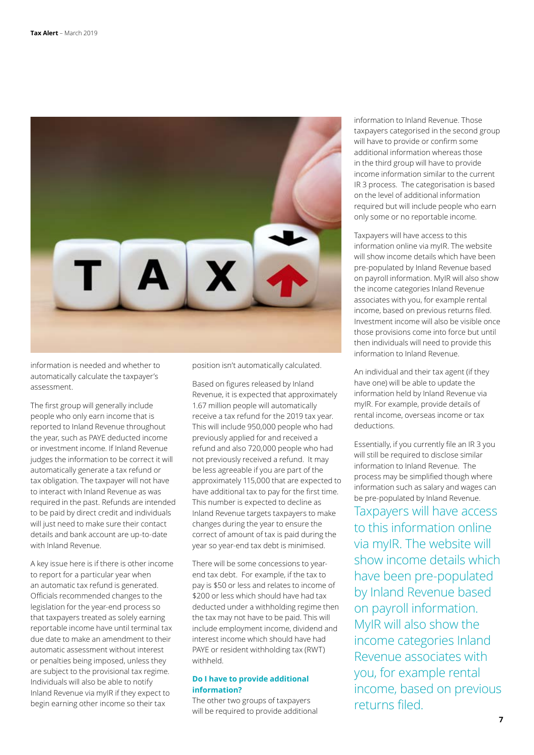information is needed and whether to automatically calculate the taxpayer's assessment.

The first group will generally include people who only earn income that is reported to Inland Revenue throughout the year, such as PAYE deducted income or investment income. If Inland Revenue judges the information to be correct it will automatically generate a tax refund or tax obligation. The taxpayer will not have to interact with Inland Revenue as was required in the past. Refunds are intended to be paid by direct credit and individuals will just need to make sure their contact details and bank account are up-to-date with Inland Revenue.

A key issue here is if there is other income to report for a particular year when an automatic tax refund is generated. Officials recommended changes to the legislation for the year-end process so that taxpayers treated as solely earning reportable income have until terminal tax due date to make an amendment to their automatic assessment without interest or penalties being imposed, unless they are subject to the provisional tax regime. Individuals will also be able to notify Inland Revenue via myIR if they expect to begin earning other income so their tax position isn't automatically calculated.

Based on figures released by Inland Revenue, it is expected that approximately 1.67 million people will automatically receive a tax refund for the 2019 tax year. This will include 950,000 people who had previously applied for and received a refund and also 720,000 people who had not previously received a refund. It may be less agreeable if you are part of the approximately 115,000 that are expected to have additional tax to pay for the first time. This number is expected to decline as Inland Revenue targets taxpayers to make changes during the year to ensure the correct of amount of tax is paid during the year so year-end tax debt is minimised.

There will be some concessions to year-end tax debt. For example, if the tax to pay is $50 or less and relates to income of $200 or less which should have had tax deducted under a withholding regime then the tax may not have to be paid. This will include employment income, dividend and interest income which should have had PAYE or resident withholding tax (RWT) withheld.

### Do I have to provide additional information?

The other two groups of taxpayers will be required to provide additional information to Inland Revenue. Those taxpayers categorised in the second group will have to provide or confirm some additional information whereas those in the third group will have to provide income information similar to the current IR 3 process. The categorisation is based on the level of additional information required but will include people who earn only some or no reportable income.

Taxpayers will have access to this information online via myIR. The website will show income details which have been pre-populated by Inland Revenue based on payroll information. MyIR will also show the income categories Inland Revenue associates with you, for example rental income, based on previous returns filed. Investment income will also be visible once those provisions come into force but until then individuals will need to provide this information to Inland Revenue.

An individual and their tax agent (if they have one) will be able to update the information held by Inland Revenue via myIR. For example, provide details of rental income, overseas income or tax deductions.

Essentially, if you currently file an IR 3 you will still be required to disclose similar information to Inland Revenue. The process may be simplified though where information such as salary and wages can be pre-populated by Inland Revenue.

Taxpayers will have access to this information online via myIR. The website will show income details which have been pre-populated by Inland Revenue based on payroll information. MyIR will also show the income categories Inland Revenue associates with you, for example rental income, based on previous returns filed.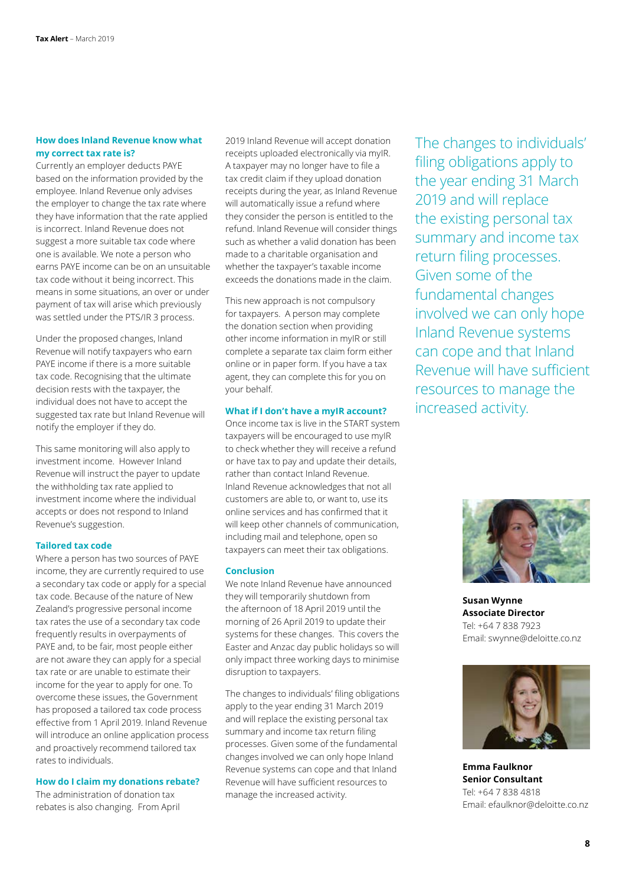### How does Inland Revenue know what my correct tax rate is?

Currently an employer deducts PAYE based on the information provided by the employee. Inland Revenue only advises the employer to change the tax rate where they have information that the rate applied is incorrect. Inland Revenue does not suggest a more suitable tax code where one is available. We note a person who earns PAYE income can be on an unsuitable tax code without it being incorrect. This means in some situations, an over or under payment of tax will arise which previously was settled under the PTS/IR 3 process.

Under the proposed changes, Inland Revenue will notify taxpayers who earn PAYE income if there is a more suitable tax code. Recognising that the ultimate decision rests with the taxpayer, the individual does not have to accept the suggested tax rate but Inland Revenue will notify the employer if they do.

This same monitoring will also apply to investment income. However Inland Revenue will instruct the payer to update the withholding tax rate applied to investment income where the individual accepts or does not respond to Inland Revenue's suggestion.

### Tailored tax code

Where a person has two sources of PAYE income, they are currently required to use a secondary tax code or apply for a special tax code. Because of the nature of New Zealand's progressive personal income tax rates the use of a secondary tax code frequently results in overpayments of PAYE and, to be fair, most people either are not aware they can apply for a special tax rate or are unable to estimate their income for the year to apply for one. To overcome these issues, the Government has proposed a tailored tax code process effective from 1 April 2019. Inland Revenue will introduce an online application process and proactively recommend tailored tax rates to individuals.

### How do I claim my donations rebate?

The administration of donation tax rebates is also changing. From April 2019 Inland Revenue will accept donation receipts uploaded electronically via myIR. A taxpayer may no longer have to file a tax credit claim if they upload donation receipts during the year, as Inland Revenue will automatically issue a refund where they consider the person is entitled to the refund. Inland Revenue will consider things such as whether a valid donation has been made to a charitable organisation and whether the taxpayer's taxable income exceeds the donations made in the claim.

This new approach is not compulsory for taxpayers. A person may complete the donation section when providing other income information in myIR or still complete a separate tax claim form either online or in paper form. If you have a tax agent, they can complete this for you on your behalf.

### What if I don't have a myIR account?

Once income tax is live in the START system taxpayers will be encouraged to use myIR to check whether they will receive a refund or have tax to pay and update their details, rather than contact Inland Revenue. Inland Revenue acknowledges that not all customers are able to, or want to, use its online services and has confirmed that it will keep other channels of communication, including mail and telephone, open so taxpayers can meet their tax obligations.

### Conclusion

We note Inland Revenue have announced they will temporarily shutdown from the afternoon of 18 April 2019 until the morning of 26 April 2019 to update their systems for these changes. This covers the Easter and Anzac day public holidays so will only impact three working days to minimise disruption to taxpayers.

The changes to individuals' filing obligations apply to the year ending 31 March 2019 and will replace the existing personal tax summary and income tax return filing processes. Given some of the fundamental changes involved we can only hope Inland Revenue systems can cope and that Inland Revenue will have sufficient resources to manage the increased activity.

> The changes to individuals' filing obligations apply to the year ending 31 March 2019 and will replace the existing personal tax summary and income tax return filing processes. Given some of the fundamental changes involved we can only hope Inland Revenue systems can cope and that Inland Revenue will have sufficient resources to manage the increased activity.

**Susan Wynne**
**Associate Director**
Tel: +64 7 838 7923
Email: swynne@deloitte.co.nz

**Emma Faulknor**
**Senior Consultant**
Tel: +64 7 838 4818
Email: efaulknor@deloitte.co.nz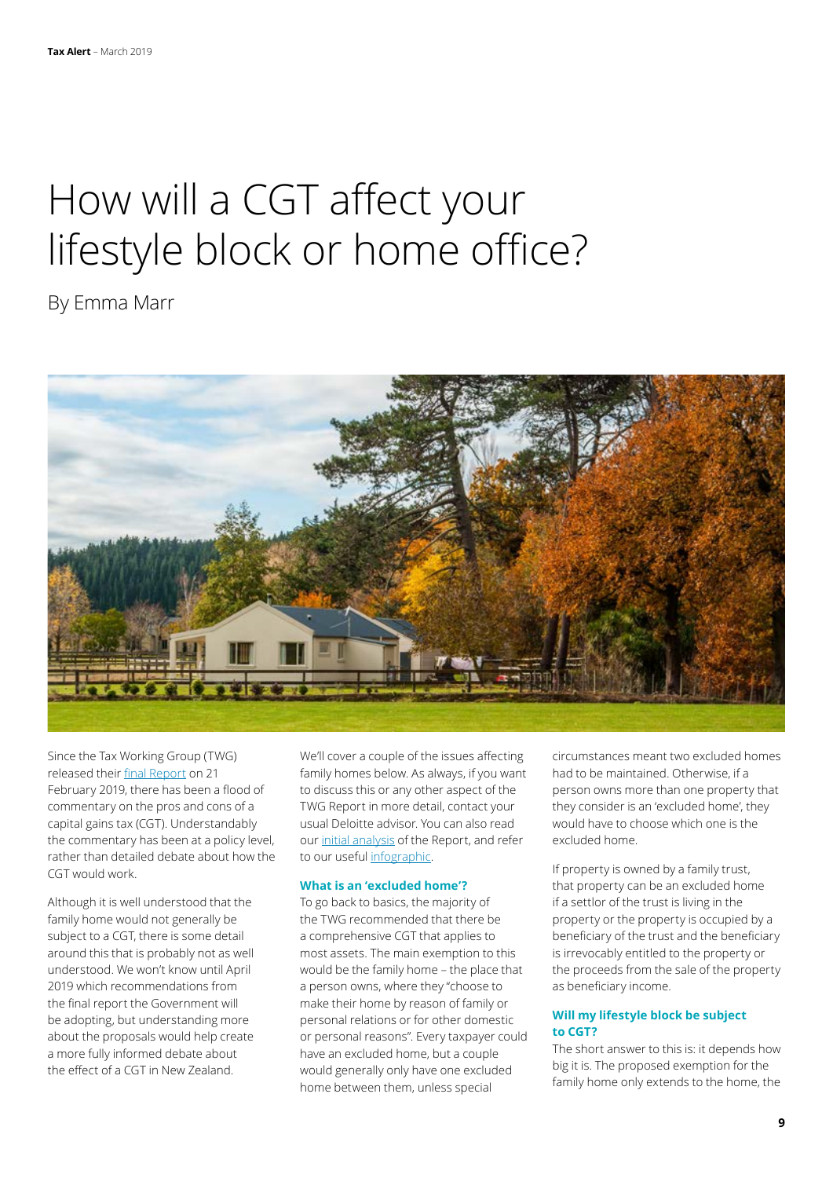# How will a CGT affect your lifestyle block or home office?

By Emma Marr

Since the Tax Working Group (TWG) released their final Report on 21 February 2019, there has been a flood of commentary on the pros and cons of a capital gains tax (CGT). Understandably the commentary has been at a policy level, rather than detailed debate about how the CGT would work.

Although it is well understood that the family home would not generally be subject to a CGT, there is some detail around this that is probably not as well understood. We won't know until April 2019 which recommendations from the final report the Government will be adopting, but understanding more about the proposals would help create a more fully informed debate about the effect of a CGT in New Zealand.

We'll cover a couple of the issues affecting family homes below. As always, if you want to discuss this or any other aspect of the TWG Report in more detail, contact your usual Deloitte advisor. You can also read our initial analysis of the Report, and refer to our useful infographic.

### What is an 'excluded home'?

To go back to basics, the majority of the TWG recommended that there be a comprehensive CGT that applies to most assets. The main exemption to this would be the family home – the place that a person owns, where they "choose to make their home by reason of family or personal relations or for other domestic or personal reasons". Every taxpayer could have an excluded home, but a couple would generally only have one excluded home between them, unless special circumstances meant two excluded homes had to be maintained. Otherwise, if a person owns more than one property that they consider is an 'excluded home', they would have to choose which one is the excluded home.

If property is owned by a family trust, that property can be an excluded home if a settlor of the trust is living in the property or the property is occupied by a beneficiary of the trust and the beneficiary is irrevocably entitled to the property or the proceeds from the sale of the property as beneficiary income.

### Will my lifestyle block be subject to CGT?

The short answer to this is: it depends how big it is. The proposed exemption for the family home only extends to the home, the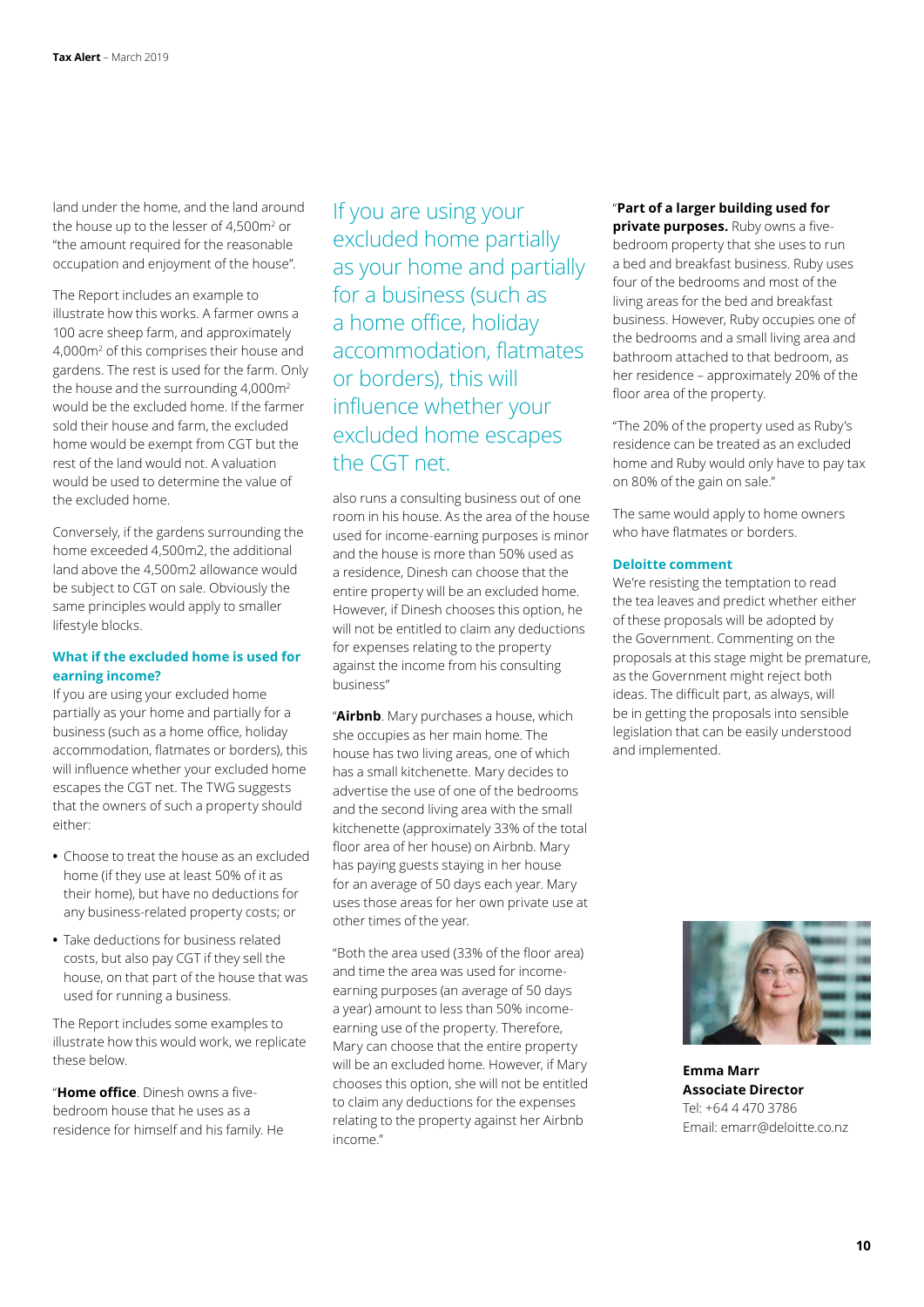land under the home, and the land around the house up to the lesser of 4,500m$^2$ or "the amount required for the reasonable occupation and enjoyment of the house".

The Report includes an example to illustrate how this works. A farmer owns a 100 acre sheep farm, and approximately 4,000m$^2$ of this comprises their house and gardens. The rest is used for the farm. Only the house and the surrounding 4,000m$^2$ would be the excluded home. If the farmer sold their house and farm, the excluded home would be exempt from CGT but the rest of the land would not. A valuation would be used to determine the value of the excluded home.

Conversely, if the gardens surrounding the home exceeded 4,500m2, the additional land above the 4,500m2 allowance would be subject to CGT on sale. Obviously the same principles would apply to smaller lifestyle blocks.

### What if the excluded home is used for earning income?

If you are using your excluded home partially as your home and partially for a business (such as a home office, holiday accommodation, flatmates or borders), this will influence whether your excluded home escapes the CGT net. The TWG suggests that the owners of such a property should either:

- Choose to treat the house as an excluded home (if they use at least 50% of it as their home), but have no deductions for any business-related property costs; or
- Take deductions for business related costs, but also pay CGT if they sell the house, on that part of the house that was used for running a business.

The Report includes some examples to illustrate how this would work, we replicate these below.

"**Home office**. Dinesh owns a five-bedroom house that he uses as a residence for himself and his family. He also runs a consulting business out of one room in his house. As the area of the house used for income-earning purposes is minor and the house is more than 50% used as a residence, Dinesh can choose that the entire property will be an excluded home. However, if Dinesh chooses this option, he will not be entitled to claim any deductions for expenses relating to the property against the income from his consulting business"

> If you are using your excluded home partially as your home and partially for a business (such as a home office, holiday accommodation, flatmates or borders), this will influence whether your excluded home escapes the CGT net.

"**Airbnb**. Mary purchases a house, which she occupies as her main home. The house has two living areas, one of which has a small kitchenette. Mary decides to advertise the use of one of the bedrooms and the second living area with the small kitchenette (approximately 33% of the total floor area of her house) on Airbnb. Mary has paying guests staying in her house for an average of 50 days each year. Mary uses those areas for her own private use at other times of the year.

"Both the area used (33% of the floor area) and time the area was used for income-earning purposes (an average of 50 days a year) amount to less than 50% income-earning use of the property. Therefore, Mary can choose that the entire property will be an excluded home. However, if Mary chooses this option, she will not be entitled to claim any deductions for the expenses relating to the property against her Airbnb income."

"**Part of a larger building used for private purposes.** Ruby owns a five-bedroom property that she uses to run a bed and breakfast business. Ruby uses four of the bedrooms and most of the living areas for the bed and breakfast business. However, Ruby occupies one of the bedrooms and a small living area and bathroom attached to that bedroom, as her residence – approximately 20% of the floor area of the property.

"The 20% of the property used as Ruby's residence can be treated as an excluded home and Ruby would only have to pay tax on 80% of the gain on sale."

The same would apply to home owners who have flatmates or borders.

### Deloitte comment

We're resisting the temptation to read the tea leaves and predict whether either of these proposals will be adopted by the Government. Commenting on the proposals at this stage might be premature, as the Government might reject both ideas. The difficult part, as always, will be in getting the proposals into sensible legislation that can be easily understood and implemented.

**Emma Marr**
**Associate Director**
Tel: +64 4 470 3786
Email: emarr@deloitte.co.nz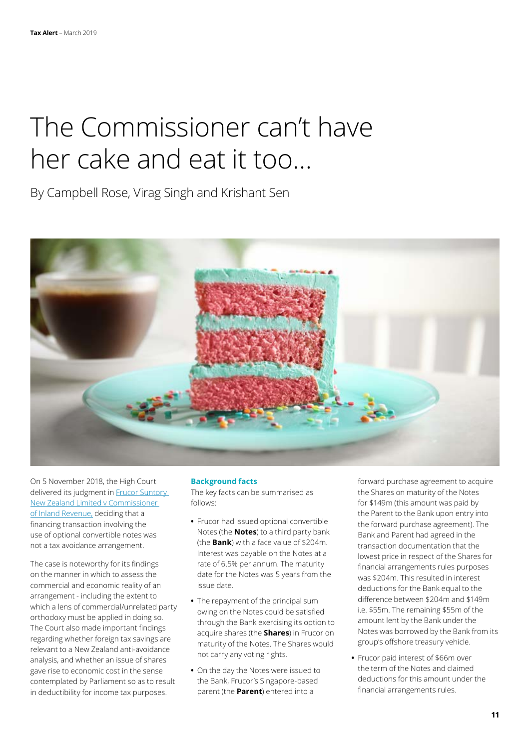# The Commissioner can't have her cake and eat it too...

By Campbell Rose, Virag Singh and Krishant Sen

On 5 November 2018, the High Court delivered its judgment in Frucor Suntory New Zealand Limited v Commissioner of Inland Revenue, deciding that a financing transaction involving the use of optional convertible notes was not a tax avoidance arrangement.

The case is noteworthy for its findings on the manner in which to assess the commercial and economic reality of an arrangement - including the extent to which a lens of commercial/unrelated party orthodoxy must be applied in doing so. The Court also made important findings regarding whether foreign tax savings are relevant to a New Zealand anti-avoidance analysis, and whether an issue of shares gave rise to economic cost in the sense contemplated by Parliament so as to result in deductibility for income tax purposes.

### Background facts

The key facts can be summarised as follows:

- Frucor had issued optional convertible Notes (the **Notes**) to a third party bank (the **Bank**) with a face value of $204m. Interest was payable on the Notes at a rate of 6.5% per annum. The maturity date for the Notes was 5 years from the issue date.
- The repayment of the principal sum owing on the Notes could be satisfied through the Bank exercising its option to acquire shares (the **Shares**) in Frucor on maturity of the Notes. The Shares would not carry any voting rights.
- On the day the Notes were issued to the Bank, Frucor's Singapore-based parent (the **Parent**) entered into a forward purchase agreement to acquire the Shares on maturity of the Notes for $149m (this amount was paid by the Parent to the Bank upon entry into the forward purchase agreement). The Bank and Parent had agreed in the transaction documentation that the lowest price in respect of the Shares for financial arrangements rules purposes was $204m. This resulted in interest deductions for the Bank equal to the difference between $204m and $149m i.e. $55m. The remaining $55m of the amount lent by the Bank under the Notes was borrowed by the Bank from its group's offshore treasury vehicle.
- Frucor paid interest of $66m over the term of the Notes and claimed deductions for this amount under the financial arrangements rules.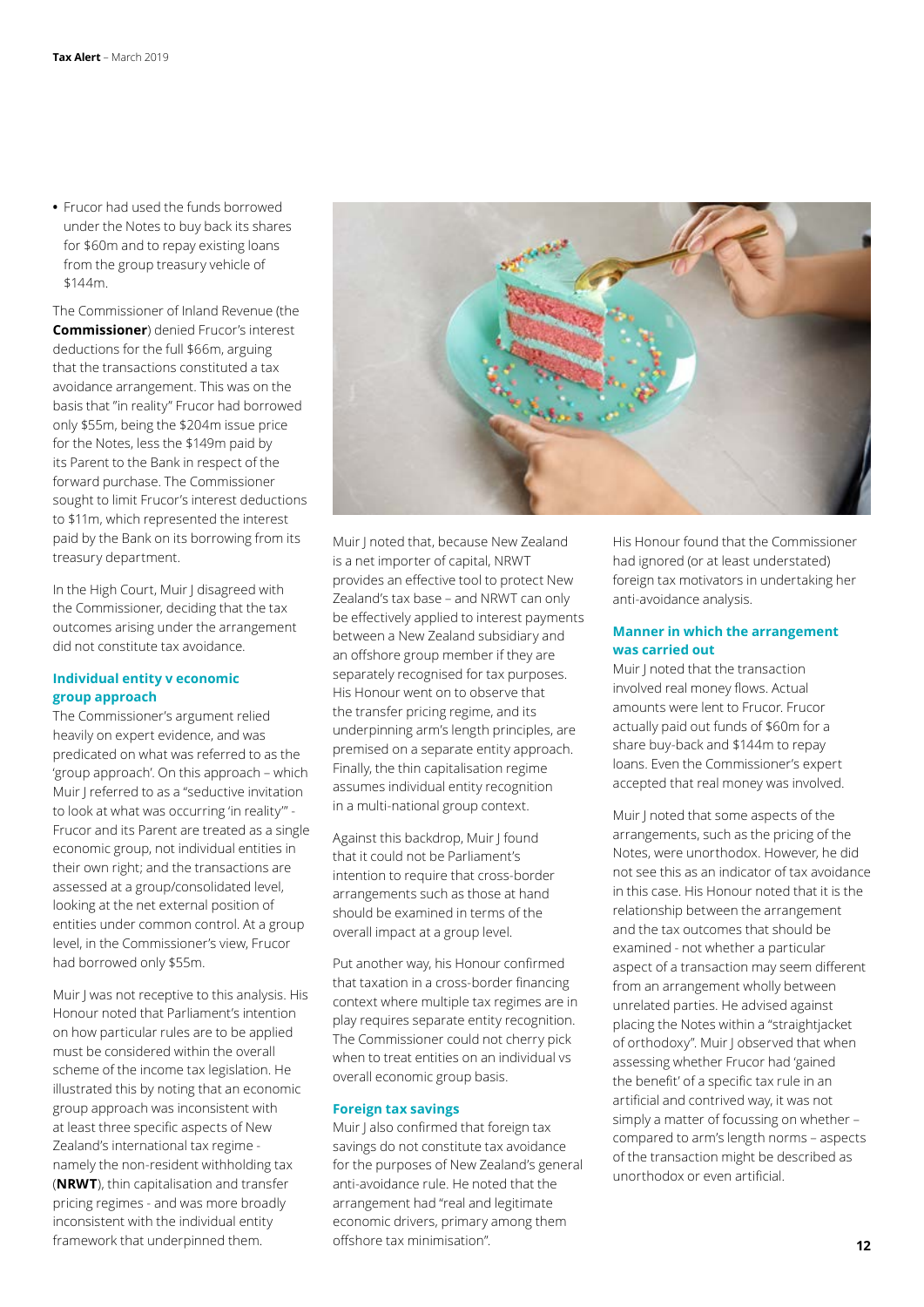- Frucor had used the funds borrowed under the Notes to buy back its shares for $60m and to repay existing loans from the group treasury vehicle of $144m.

The Commissioner of Inland Revenue (the **Commissioner**) denied Frucor's interest deductions for the full $66m, arguing that the transactions constituted a tax avoidance arrangement. This was on the basis that "in reality" Frucor had borrowed only $55m, being the $204m issue price for the Notes, less the $149m paid by its Parent to the Bank in respect of the forward purchase. The Commissioner sought to limit Frucor's interest deductions to $11m, which represented the interest paid by the Bank on its borrowing from its treasury department.

In the High Court, Muir J disagreed with the Commissioner, deciding that the tax outcomes arising under the arrangement did not constitute tax avoidance.

### Individual entity v economic group approach

The Commissioner's argument relied heavily on expert evidence, and was predicated on what was referred to as the 'group approach'. On this approach – which Muir J referred to as a "seductive invitation to look at what was occurring 'in reality'" - Frucor and its Parent are treated as a single economic group, not individual entities in their own right; and the transactions are assessed at a group/consolidated level, looking at the net external position of entities under common control. At a group level, in the Commissioner's view, Frucor had borrowed only $55m.

Muir J was not receptive to this analysis. His Honour noted that Parliament's intention on how particular rules are to be applied must be considered within the overall scheme of the income tax legislation. He illustrated this by noting that an economic group approach was inconsistent with at least three specific aspects of New Zealand's international tax regime - namely the non-resident withholding tax (**NRWT**), thin capitalisation and transfer pricing regimes - and was more broadly inconsistent with the individual entity framework that underpinned them.

Muir J noted that, because New Zealand is a net importer of capital, NRWT provides an effective tool to protect New Zealand's tax base – and NRWT can only be effectively applied to interest payments between a New Zealand subsidiary and an offshore group member if they are separately recognised for tax purposes. His Honour went on to observe that the transfer pricing regime, and its underpinning arm's length principles, are premised on a separate entity approach. Finally, the thin capitalisation regime assumes individual entity recognition in a multi-national group context.

Against this backdrop, Muir J found that it could not be Parliament's intention to require that cross-border arrangements such as those at hand should be examined in terms of the overall impact at a group level.

Put another way, his Honour confirmed that taxation in a cross-border financing context where multiple tax regimes are in play requires separate entity recognition. The Commissioner could not cherry pick when to treat entities on an individual vs overall economic group basis.

### Foreign tax savings

Muir J also confirmed that foreign tax savings do not constitute tax avoidance for the purposes of New Zealand's general anti-avoidance rule. He noted that the arrangement had "real and legitimate economic drivers, primary among them offshore tax minimisation".

His Honour found that the Commissioner had ignored (or at least understated) foreign tax motivators in undertaking her anti-avoidance analysis.

### Manner in which the arrangement was carried out

Muir J noted that the transaction involved real money flows. Actual amounts were lent to Frucor. Frucor actually paid out funds of $60m for a share buy-back and $144m to repay loans. Even the Commissioner's expert accepted that real money was involved.

Muir J noted that some aspects of the arrangements, such as the pricing of the Notes, were unorthodox. However, he did not see this as an indicator of tax avoidance in this case. His Honour noted that it is the relationship between the arrangement and the tax outcomes that should be examined - not whether a particular aspect of a transaction may seem different from an arrangement wholly between unrelated parties. He advised against placing the Notes within a "straightjacket of orthodoxy". Muir J observed that when assessing whether Frucor had 'gained the benefit' of a specific tax rule in an artificial and contrived way, it was not simply a matter of focussing on whether – compared to arm's length norms – aspects of the transaction might be described as unorthodox or even artificial.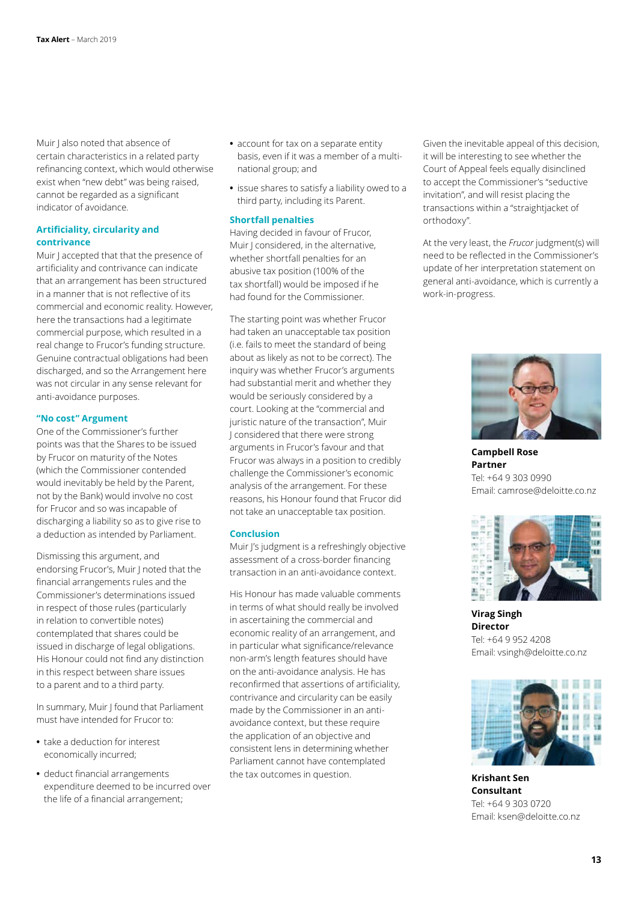Muir J also noted that absence of certain characteristics in a related party refinancing context, which would otherwise exist when "new debt" was being raised, cannot be regarded as a significant indicator of avoidance.

### Artificiality, circularity and contrivance

Muir J accepted that the presence of artificiality and contrivance can indicate that an arrangement has been structured in a manner that is not reflective of its commercial and economic reality. However, here the transactions had a legitimate commercial purpose, which resulted in a real change to Frucor's funding structure. Genuine contractual obligations had been discharged, and so the Arrangement here was not circular in any sense relevant for anti-avoidance purposes.

### "No cost" Argument

One of the Commissioner's further points was that the Shares to be issued by Frucor on maturity of the Notes (which the Commissioner contended would inevitably be held by the Parent, not by the Bank) would involve no cost for Frucor and so was incapable of discharging a liability so as to give rise to a deduction as intended by Parliament.

Dismissing this argument, and endorsing Frucor's, Muir J noted that the financial arrangements rules and the Commissioner's determinations issued in respect of those rules (particularly in relation to convertible notes) contemplated that shares could be issued in discharge of legal obligations. His Honour could not find any distinction in this respect between share issues to a parent and to a third party.

In summary, Muir J found that Parliament must have intended for Frucor to:

- take a deduction for interest economically incurred;
- deduct financial arrangements expenditure deemed to be incurred over the life of a financial arrangement;
- account for tax on a separate entity basis, even if it was a member of a multi-national group; and
- issue shares to satisfy a liability owed to a third party, including its Parent.

### Shortfall penalties

Having decided in favour of Frucor, Muir J considered, in the alternative, whether shortfall penalties for an abusive tax position (100% of the tax shortfall) would be imposed if he had found for the Commissioner.

The starting point was whether Frucor had taken an unacceptable tax position (i.e. fails to meet the standard of being about as likely as not to be correct). The inquiry was whether Frucor's arguments had substantial merit and whether they would be seriously considered by a court. Looking at the "commercial and juristic nature of the transaction", Muir J considered that there were strong arguments in Frucor's favour and that Frucor was always in a position to credibly challenge the Commissioner's economic analysis of the arrangement. For these reasons, his Honour found that Frucor did not take an unacceptable tax position.

### Conclusion

Muir J's judgment is a refreshingly objective assessment of a cross-border financing transaction in an anti-avoidance context.

His Honour has made valuable comments in terms of what should really be involved in ascertaining the commercial and economic reality of an arrangement, and in particular what significance/relevance non-arm's length features should have on the anti-avoidance analysis. He has reconfirmed that assertions of artificiality, contrivance and circularity can be easily made by the Commissioner in an anti-avoidance context, but these require the application of an objective and consistent lens in determining whether Parliament cannot have contemplated the tax outcomes in question.

Given the inevitable appeal of this decision, it will be interesting to see whether the Court of Appeal feels equally disinclined to accept the Commissioner's "seductive invitation", and will resist placing the transactions within a "straightjacket of orthodoxy".

At the very least, the *Frucor* judgment(s) will need to be reflected in the Commissioner's update of her interpretation statement on general anti-avoidance, which is currently a work-in-progress.

**Campbell Rose**
**Partner**
Tel: +64 9 303 0990
Email: camrose@deloitte.co.nz

**Virag Singh**
**Director**
Tel: +64 9 952 4208
Email: vsingh@deloitte.co.nz

**Krishant Sen**
**Consultant**
Tel: +64 9 303 0720
Email: ksen@deloitte.co.nz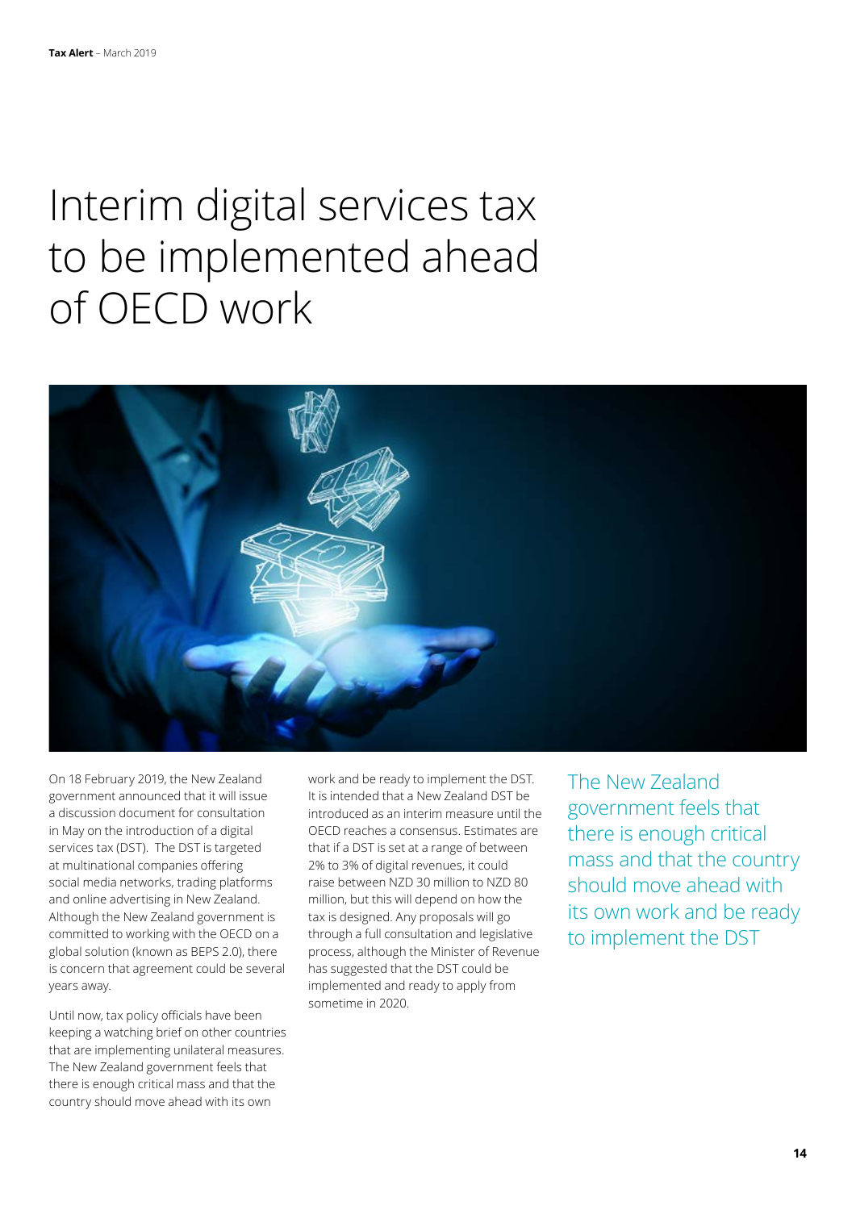# Interim digital services tax to be implemented ahead of OECD work

On 18 February 2019, the New Zealand government announced that it will issue a discussion document for consultation in May on the introduction of a digital services tax (DST). The DST is targeted at multinational companies offering social media networks, trading platforms and online advertising in New Zealand. Although the New Zealand government is committed to working with the OECD on a global solution (known as BEPS 2.0), there is concern that agreement could be several years away.

Until now, tax policy officials have been keeping a watching brief on other countries that are implementing unilateral measures. The New Zealand government feels that there is enough critical mass and that the country should move ahead with its own work and be ready to implement the DST. It is intended that a New Zealand DST be introduced as an interim measure until the OECD reaches a consensus. Estimates are that if a DST is set at a range of between 2% to 3% of digital revenues, it could raise between NZD 30 million to NZD 80 million, but this will depend on how the tax is designed. Any proposals will go through a full consultation and legislative process, although the Minister of Revenue has suggested that the DST could be implemented and ready to apply from sometime in 2020.

> The New Zealand government feels that there is enough critical mass and that the country should move ahead with its own work and be ready to implement the DST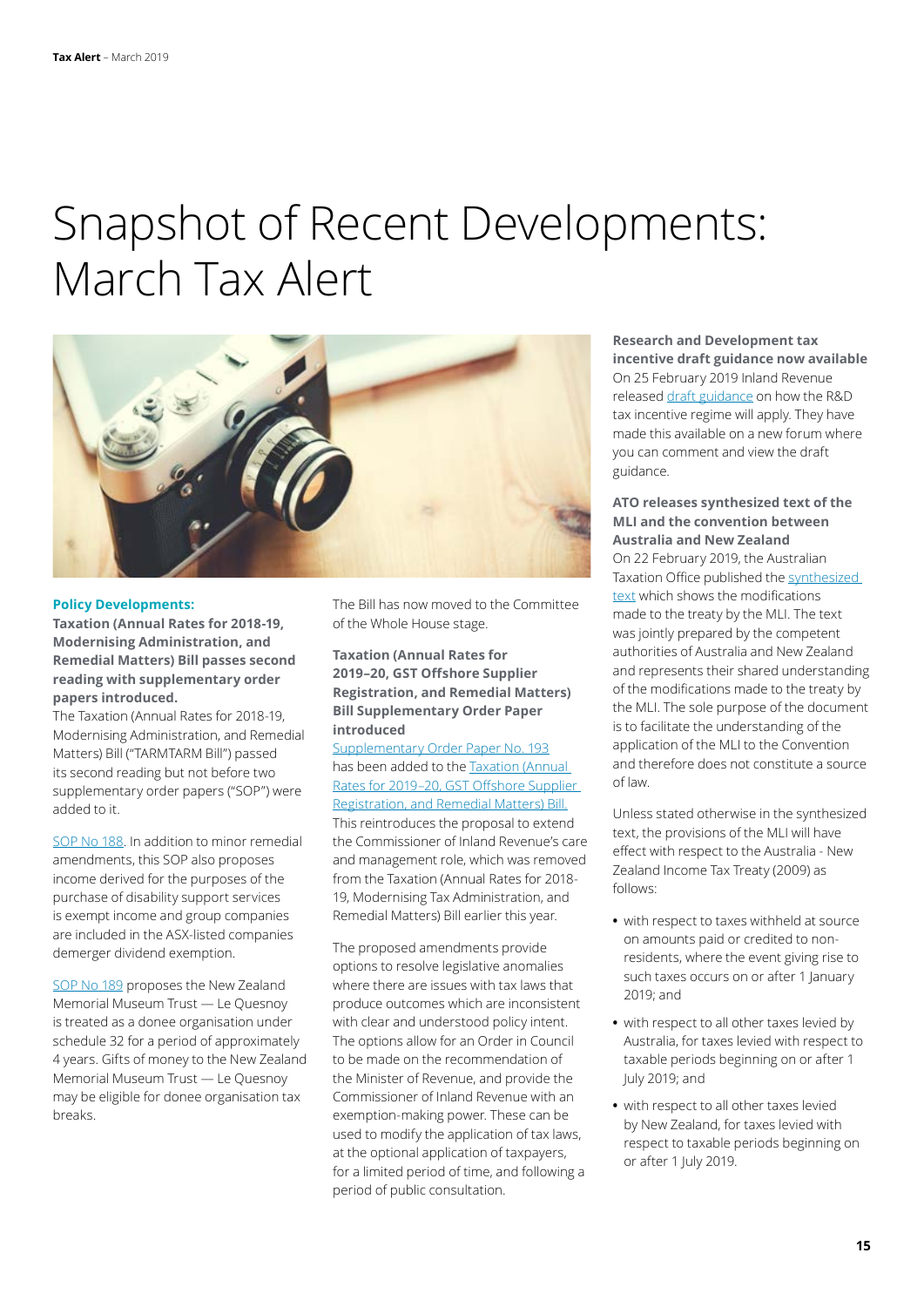# Snapshot of Recent Developments: March Tax Alert

**Policy Developments:**

**Taxation (Annual Rates for 2018-19, Modernising Administration, and Remedial Matters) Bill passes second reading with supplementary order papers introduced.**

The Taxation (Annual Rates for 2018-19, Modernising Administration, and Remedial Matters) Bill ("TARMTARM Bill") passed its second reading but not before two supplementary order papers ("SOP") were added to it.

SOP No 188. In addition to minor remedial amendments, this SOP also proposes income derived for the purposes of the purchase of disability support services is exempt income and group companies are included in the ASX-listed companies demerger dividend exemption.

SOP No 189 proposes the New Zealand Memorial Museum Trust — Le Quesnoy is treated as a donee organisation under schedule 32 for a period of approximately 4 years. Gifts of money to the New Zealand Memorial Museum Trust — Le Quesnoy may be eligible for donee organisation tax breaks.

The Bill has now moved to the Committee of the Whole House stage.

**Taxation (Annual Rates for 2019–20, GST Offshore Supplier Registration, and Remedial Matters) Bill Supplementary Order Paper introduced**

Supplementary Order Paper No. 193 has been added to the Taxation (Annual Rates for 2019–20, GST Offshore Supplier Registration, and Remedial Matters) Bill. This reintroduces the proposal to extend the Commissioner of Inland Revenue's care and management role, which was removed from the Taxation (Annual Rates for 2018-19, Modernising Tax Administration, and Remedial Matters) Bill earlier this year.

The proposed amendments provide options to resolve legislative anomalies where there are issues with tax laws that produce outcomes which are inconsistent with clear and understood policy intent. The options allow for an Order in Council to be made on the recommendation of the Minister of Revenue, and provide the Commissioner of Inland Revenue with an exemption-making power. These can be used to modify the application of tax laws, at the optional application of taxpayers, for a limited period of time, and following a period of public consultation.

**Research and Development tax incentive draft guidance now available**

On 25 February 2019 Inland Revenue released draft guidance on how the R&D tax incentive regime will apply. They have made this available on a new forum where you can comment and view the draft guidance.

**ATO releases synthesized text of the MLI and the convention between Australia and New Zealand**

On 22 February 2019, the Australian Taxation Office published the synthesized text which shows the modifications made to the treaty by the MLI. The text was jointly prepared by the competent authorities of Australia and New Zealand and represents their shared understanding of the modifications made to the treaty by the MLI. The sole purpose of the document is to facilitate the understanding of the application of the MLI to the Convention and therefore does not constitute a source of law.

Unless stated otherwise in the synthesized text, the provisions of the MLI will have effect with respect to the Australia - New Zealand Income Tax Treaty (2009) as follows:

- with respect to taxes withheld at source on amounts paid or credited to non-residents, where the event giving rise to such taxes occurs on or after 1 January 2019; and
- with respect to all other taxes levied by Australia, for taxes levied with respect to taxable periods beginning on or after 1 July 2019; and
- with respect to all other taxes levied by New Zealand, for taxes levied with respect to taxable periods beginning on or after 1 July 2019.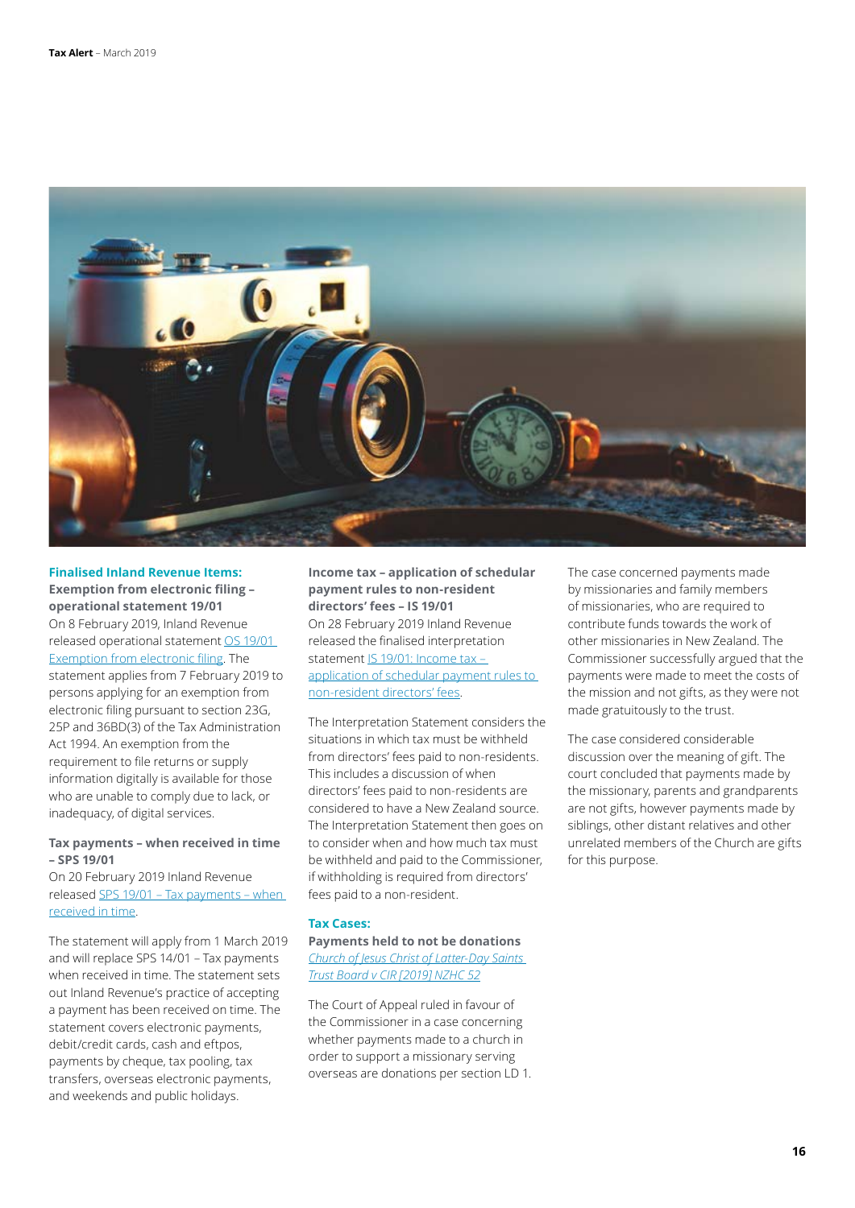## Finalised Inland Revenue Items:

### Exemption from electronic filing – operational statement 19/01

On 8 February 2019, Inland Revenue released operational statement [OS 19/01 Exemption from electronic filing](). The statement applies from 7 February 2019 to persons applying for an exemption from electronic filing pursuant to section 23G, 25P and 36BD(3) of the Tax Administration Act 1994. An exemption from the requirement to file returns or supply information digitally is available for those who are unable to comply due to lack, or inadequacy, of digital services.

### Tax payments – when received in time – SPS 19/01

On 20 February 2019 Inland Revenue released [SPS 19/01 – Tax payments – when received in time]().

The statement will apply from 1 March 2019 and will replace SPS 14/01 – Tax payments when received in time. The statement sets out Inland Revenue's practice of accepting a payment has been received on time. The statement covers electronic payments, debit/credit cards, cash and eftpos, payments by cheque, tax pooling, tax transfers, overseas electronic payments, and weekends and public holidays.

### Income tax – application of schedular payment rules to non-resident directors' fees – IS 19/01

On 28 February 2019 Inland Revenue released the finalised interpretation statement [IS 19/01: Income tax – application of schedular payment rules to non-resident directors' fees]().

The Interpretation Statement considers the situations in which tax must be withheld from directors' fees paid to non-residents. This includes a discussion of when directors' fees paid to non-residents are considered to have a New Zealand source. The Interpretation Statement then goes on to consider when and how much tax must be withheld and paid to the Commissioner, if withholding is required from directors' fees paid to a non-resident.

## Tax Cases:

### Payments held to not be donations

[*Church of Jesus Christ of Latter-Day Saints Trust Board v CIR [2019] NZHC 52*]()

The Court of Appeal ruled in favour of the Commissioner in a case concerning whether payments made to a church in order to support a missionary serving overseas are donations per section LD 1.

The case concerned payments made by missionaries and family members of missionaries, who are required to contribute funds towards the work of other missionaries in New Zealand. The Commissioner successfully argued that the payments were made to meet the costs of the mission and not gifts, as they were not made gratuitously to the trust.

The case considered considerable discussion over the meaning of gift. The court concluded that payments made by the missionary, parents and grandparents are not gifts, however payments made by siblings, other distant relatives and other unrelated members of the Church are gifts for this purpose.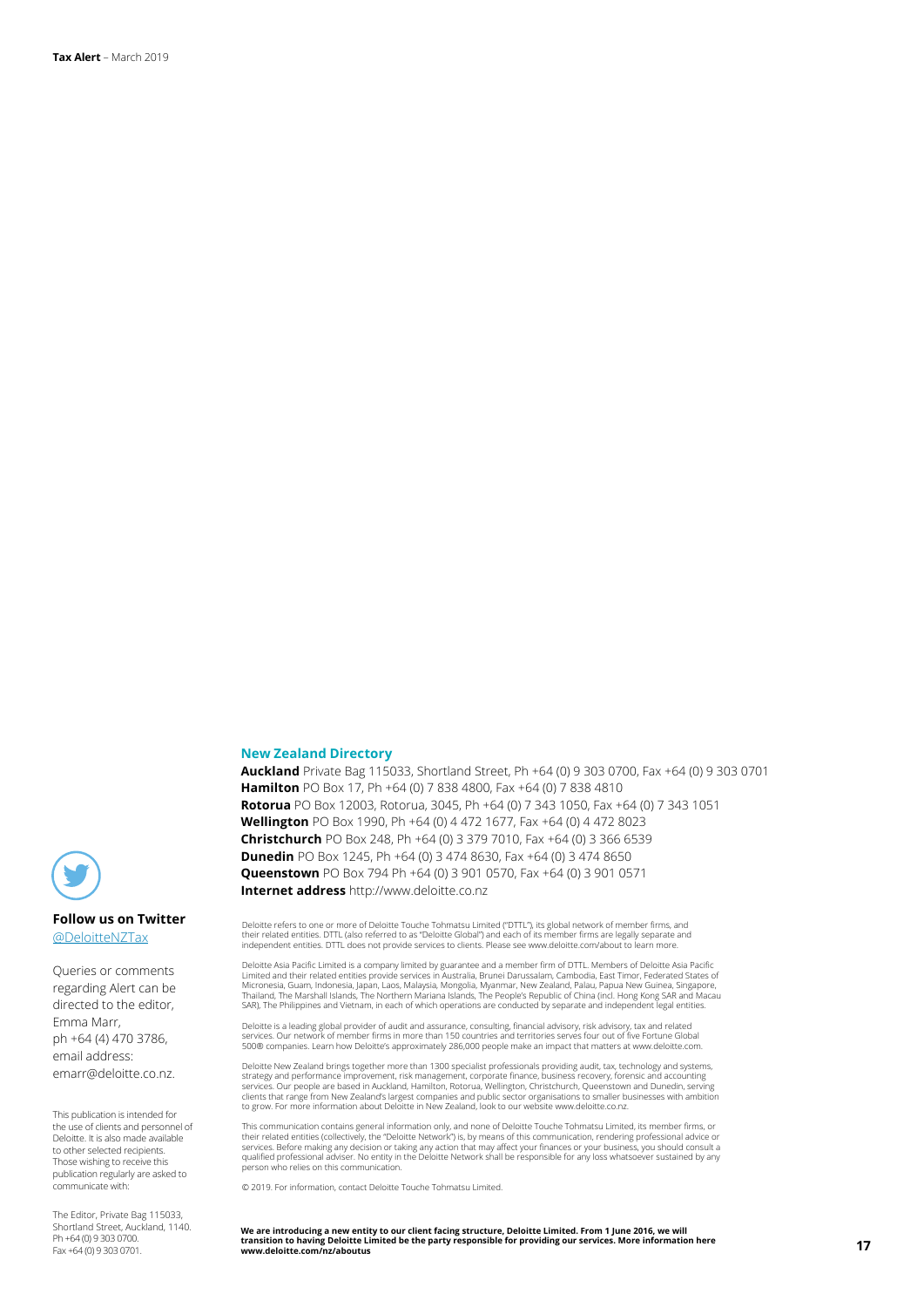## New Zealand Directory

**Auckland** Private Bag 115033, Shortland Street, Ph +64 (0) 9 303 0700, Fax +64 (0) 9 303 0701
**Hamilton** PO Box 17, Ph +64 (0) 7 838 4800, Fax +64 (0) 7 838 4810
**Rotorua** PO Box 12003, Rotorua, 3045, Ph +64 (0) 7 343 1050, Fax +64 (0) 7 343 1051
**Wellington** PO Box 1990, Ph +64 (0) 4 472 1677, Fax +64 (0) 4 472 8023
**Christchurch** PO Box 248, Ph +64 (0) 3 379 7010, Fax +64 (0) 3 366 6539
**Dunedin** PO Box 1245, Ph +64 (0) 3 474 8630, Fax +64 (0) 3 474 8650
**Queenstown** PO Box 794 Ph +64 (0) 3 901 0570, Fax +64 (0) 3 901 0571
**Internet address** http://www.deloitte.co.nz

**Follow us on Twitter**
@DeloitteNZTax

Queries or comments regarding Alert can be directed to the editor, Emma Marr, ph +64 (4) 470 3786, email address: emarr@deloitte.co.nz.

This publication is intended for the use of clients and personnel of Deloitte. It is also made available to other selected recipients. Those wishing to receive this publication regularly are asked to communicate with:

The Editor, Private Bag 115033, Shortland Street, Auckland, 1140. Ph +64 (0) 9 303 0700. Fax +64 (0) 9 303 0701.

Deloitte refers to one or more of Deloitte Touche Tohmatsu Limited ("DTTL"), its global network of member firms, and their related entities. DTTL (also referred to as "Deloitte Global") and each of its member firms are legally separate and independent entities. DTTL does not provide services to clients. Please see www.deloitte.com/about to learn more.

Deloitte Asia Pacific Limited is a company limited by guarantee and a member firm of DTTL. Members of Deloitte Asia Pacific Limited and their related entities provide services in Australia, Brunei Darussalam, Cambodia, East Timor, Federated States of Micronesia, Guam, Indonesia, Japan, Laos, Malaysia, Mongolia, Myanmar, New Zealand, Palau, Papua New Guinea, Singapore, Thailand, The Marshall Islands, The Northern Mariana Islands, The People's Republic of China (incl. Hong Kong SAR and Macau SAR), The Philippines and Vietnam, in each of which operations are conducted by separate and independent legal entities.

Deloitte is a leading global provider of audit and assurance, consulting, financial advisory, risk advisory, tax and related services. Our network of member firms in more than 150 countries and territories serves four out of five Fortune Global 500® companies. Learn how Deloitte's approximately 286,000 people make an impact that matters at www.deloitte.com.

Deloitte New Zealand brings together more than 1300 specialist professionals providing audit, tax, technology and systems, strategy and performance improvement, risk management, corporate finance, business recovery, forensic and accounting services. Our people are based in Auckland, Hamilton, Rotorua, Wellington, Christchurch, Queenstown and Dunedin, serving clients that range from New Zealand's largest companies and public sector organisations to smaller businesses with ambition to grow. For more information about Deloitte in New Zealand, look to our website www.deloitte.co.nz.

This communication contains general information only, and none of Deloitte Touche Tohmatsu Limited, its member firms, or their related entities (collectively, the "Deloitte Network") is, by means of this communication, rendering professional advice or services. Before making any decision or taking any action that may affect your finances or your business, you should consult a qualified professional adviser. No entity in the Deloitte Network shall be responsible for any loss whatsoever sustained by any person who relies on this communication.

© 2019. For information, contact Deloitte Touche Tohmatsu Limited.

**We are introducing a new entity to our client facing structure, Deloitte Limited. From 1 June 2016, we will transition to having Deloitte Limited be the party responsible for providing our services. More information here www.deloitte.com/nz/aboutus**